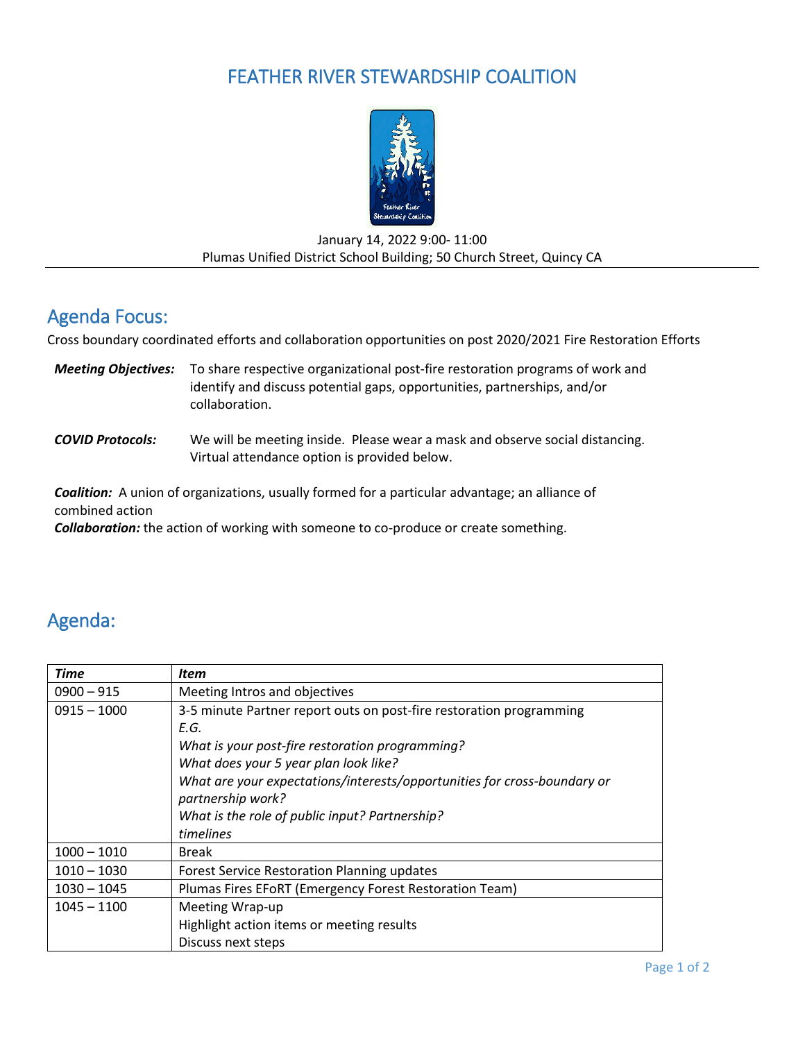# FEATHER RIVER STEWARDSHIP COALITION

January 14, 2022 9:00- 11:00
Plumas Unified District School Building; 50 Church Street, Quincy CA

## Agenda Focus:

Cross boundary coordinated efforts and collaboration opportunities on post 2020/2021 Fire Restoration Efforts

***Meeting Objectives:*** To share respective organizational post-fire restoration programs of work and identify and discuss potential gaps, opportunities, partnerships, and/or collaboration.

***COVID Protocols:*** We will be meeting inside. Please wear a mask and observe social distancing. Virtual attendance option is provided below.

***Coalition:*** A union of organizations, usually formed for a particular advantage; an alliance of combined action
***Collaboration:*** the action of working with someone to co-produce or create something.

## Agenda:

| *Time* | *Item* |
|---|---|
| 0900 – 915 | Meeting Intros and objectives |
| 0915 – 1000 | 3-5 minute Partner report outs on post-fire restoration programming<br>*E.G.*<br>*What is your post-fire restoration programming?*<br>*What does your 5 year plan look like?*<br>*What are your expectations/interests/opportunities for cross-boundary or partnership work?*<br>*What is the role of public input? Partnership?*<br>*timelines* |
| 1000 – 1010 | Break |
| 1010 – 1030 | Forest Service Restoration Planning updates |
| 1030 – 1045 | Plumas Fires EFoRT (Emergency Forest Restoration Team) |
| 1045 – 1100 | Meeting Wrap-up<br>Highlight action items or meeting results<br>Discuss next steps |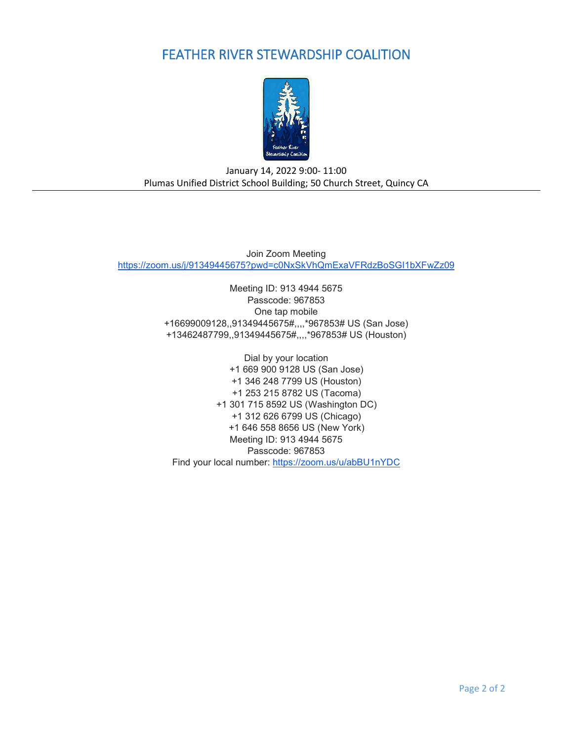# FEATHER RIVER STEWARDSHIP COALITION

January 14, 2022 9:00- 11:00
Plumas Unified District School Building; 50 Church Street, Quincy CA

---

Join Zoom Meeting
https://zoom.us/j/91349445675?pwd=c0NxSkVhQmExaVFRdzBoSGI1bXFwZz09

Meeting ID: 913 4944 5675
Passcode: 967853
One tap mobile
+16699009128,,91349445675#,,,,*967853# US (San Jose)
+13462487799,,91349445675#,,,,*967853# US (Houston)

Dial by your location
+1 669 900 9128 US (San Jose)
+1 346 248 7799 US (Houston)
+1 253 215 8782 US (Tacoma)
+1 301 715 8592 US (Washington DC)
+1 312 626 6799 US (Chicago)
+1 646 558 8656 US (New York)
Meeting ID: 913 4944 5675
Passcode: 967853
Find your local number: https://zoom.us/u/abBU1nYDC